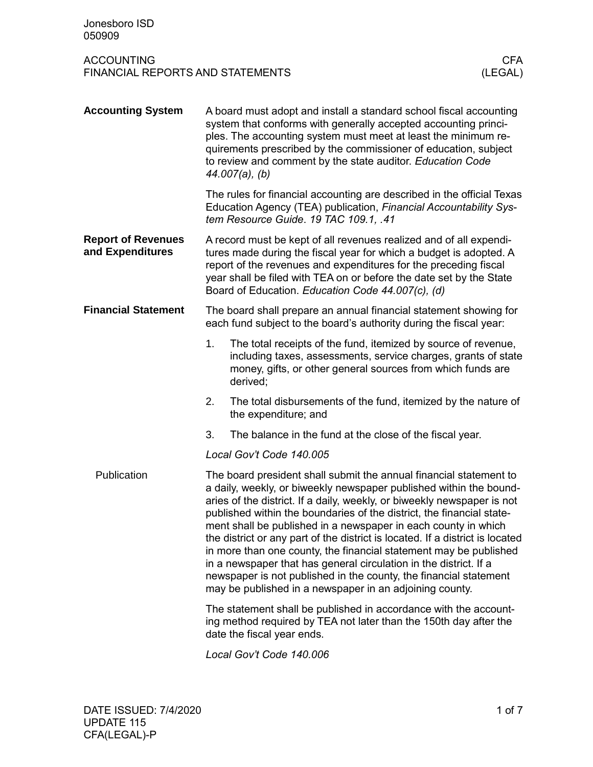# ACCOUNTING
## FINANCIAL REPORTS AND STATEMENTS

**CFA (LEGAL)**

### Accounting System

A board must adopt and install a standard school fiscal accounting system that conforms with generally accepted accounting principles. The accounting system must meet at least the minimum requirements prescribed by the commissioner of education, subject to review and comment by the state auditor. *Education Code 44.007(a), (b)*

The rules for financial accounting are described in the official Texas Education Agency (TEA) publication, *Financial Accountability System Resource Guide*. *19 TAC 109.1, .41*

### Report of Revenues and Expenditures

A record must be kept of all revenues realized and of all expenditures made during the fiscal year for which a budget is adopted. A report of the revenues and expenditures for the preceding fiscal year shall be filed with TEA on or before the date set by the State Board of Education. *Education Code 44.007(c), (d)*

### Financial Statement

The board shall prepare an annual financial statement showing for each fund subject to the board's authority during the fiscal year:

1. The total receipts of the fund, itemized by source of revenue, including taxes, assessments, service charges, grants of state money, gifts, or other general sources from which funds are derived;
2. The total disbursements of the fund, itemized by the nature of the expenditure; and
3. The balance in the fund at the close of the fiscal year.

*Local Gov't Code 140.005*

#### Publication

The board president shall submit the annual financial statement to a daily, weekly, or biweekly newspaper published within the boundaries of the district. If a daily, weekly, or biweekly newspaper is not published within the boundaries of the district, the financial statement shall be published in a newspaper in each county in which the district or any part of the district is located. If a district is located in more than one county, the financial statement may be published in a newspaper that has general circulation in the district. If a newspaper is not published in the county, the financial statement may be published in a newspaper in an adjoining county.

The statement shall be published in accordance with the accounting method required by TEA not later than the 150th day after the date the fiscal year ends.

*Local Gov't Code 140.006*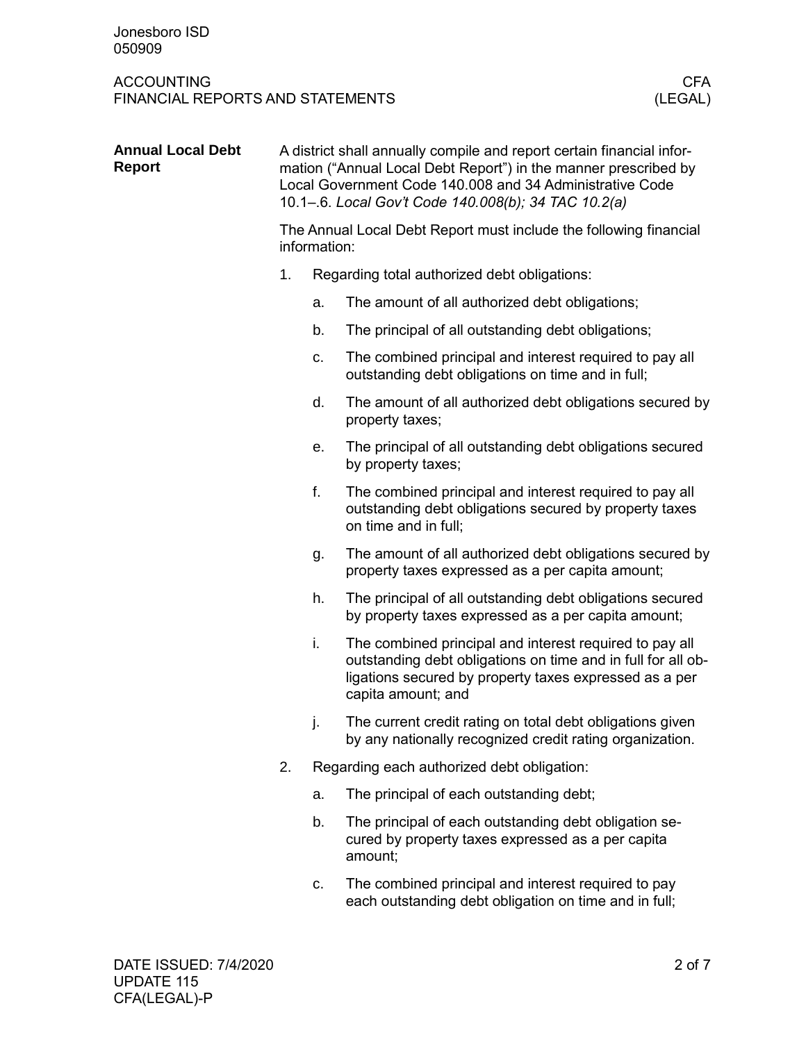## Annual Local Debt Report

A district shall annually compile and report certain financial information ("Annual Local Debt Report") in the manner prescribed by Local Government Code 140.008 and 34 Administrative Code 10.1–.6. *Local Gov't Code 140.008(b); 34 TAC 10.2(a)*

The Annual Local Debt Report must include the following financial information:

1. Regarding total authorized debt obligations:
   a. The amount of all authorized debt obligations;
   b. The principal of all outstanding debt obligations;
   c. The combined principal and interest required to pay all outstanding debt obligations on time and in full;
   d. The amount of all authorized debt obligations secured by property taxes;
   e. The principal of all outstanding debt obligations secured by property taxes;
   f. The combined principal and interest required to pay all outstanding debt obligations secured by property taxes on time and in full;
   g. The amount of all authorized debt obligations secured by property taxes expressed as a per capita amount;
   h. The principal of all outstanding debt obligations secured by property taxes expressed as a per capita amount;
   i. The combined principal and interest required to pay all outstanding debt obligations on time and in full for all obligations secured by property taxes expressed as a per capita amount; and
   j. The current credit rating on total debt obligations given by any nationally recognized credit rating organization.
2. Regarding each authorized debt obligation:
   a. The principal of each outstanding debt;
   b. The principal of each outstanding debt obligation secured by property taxes expressed as a per capita amount;
   c. The combined principal and interest required to pay each outstanding debt obligation on time and in full;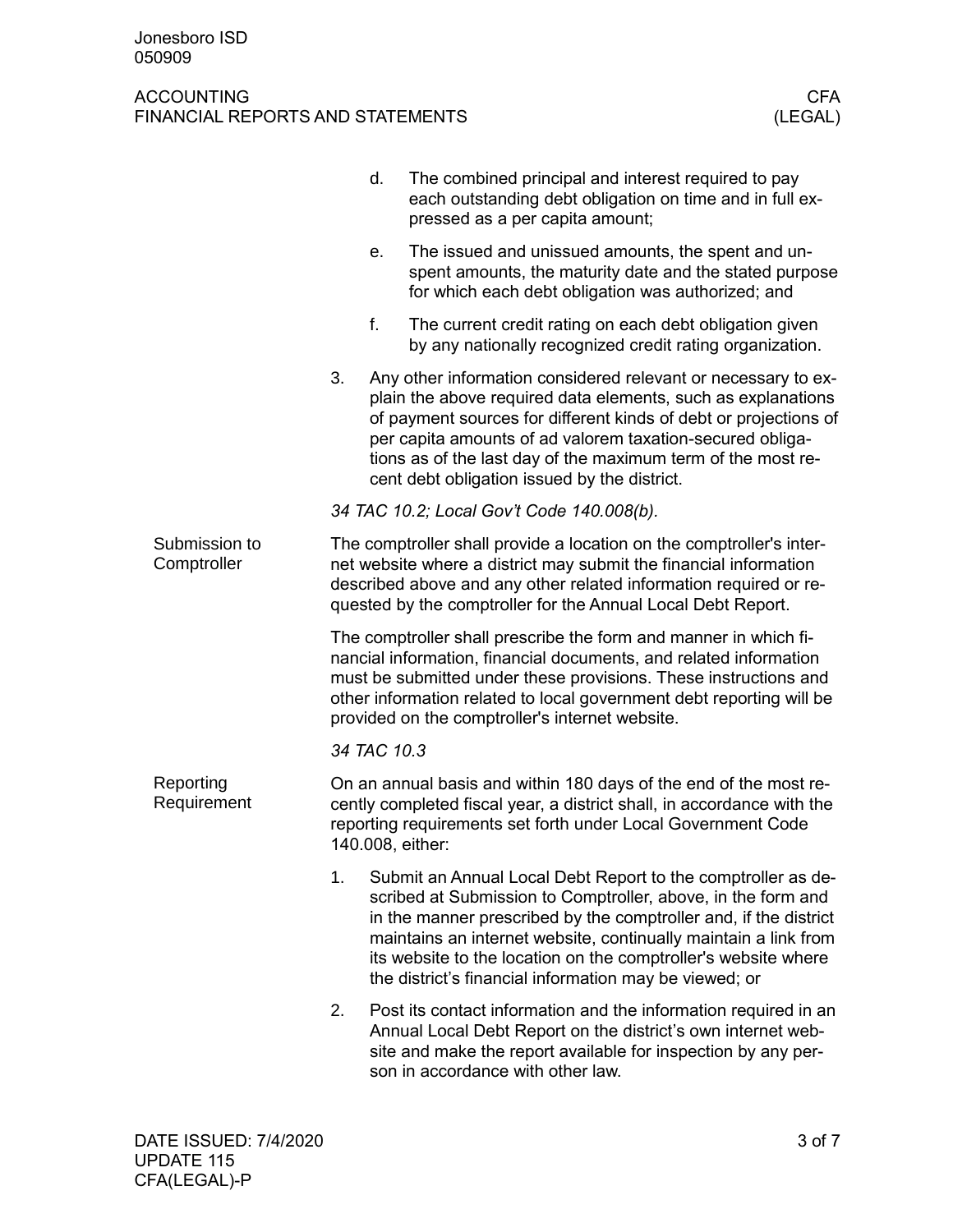d. The combined principal and interest required to pay each outstanding debt obligation on time and in full expressed as a per capita amount;

e. The issued and unissued amounts, the spent and unspent amounts, the maturity date and the stated purpose for which each debt obligation was authorized; and

f. The current credit rating on each debt obligation given by any nationally recognized credit rating organization.

3. Any other information considered relevant or necessary to explain the above required data elements, such as explanations of payment sources for different kinds of debt or projections of per capita amounts of ad valorem taxation-secured obligations as of the last day of the maximum term of the most recent debt obligation issued by the district.

*34 TAC 10.2; Local Gov't Code 140.008(b).*

## Submission to Comptroller

The comptroller shall provide a location on the comptroller's internet website where a district may submit the financial information described above and any other related information required or requested by the comptroller for the Annual Local Debt Report.

The comptroller shall prescribe the form and manner in which financial information, financial documents, and related information must be submitted under these provisions. These instructions and other information related to local government debt reporting will be provided on the comptroller's internet website.

*34 TAC 10.3*

## Reporting Requirement

On an annual basis and within 180 days of the end of the most recently completed fiscal year, a district shall, in accordance with the reporting requirements set forth under Local Government Code 140.008, either:

1. Submit an Annual Local Debt Report to the comptroller as described at Submission to Comptroller, above, in the form and in the manner prescribed by the comptroller and, if the district maintains an internet website, continually maintain a link from its website to the location on the comptroller's website where the district's financial information may be viewed; or

2. Post its contact information and the information required in an Annual Local Debt Report on the district's own internet website and make the report available for inspection by any person in accordance with other law.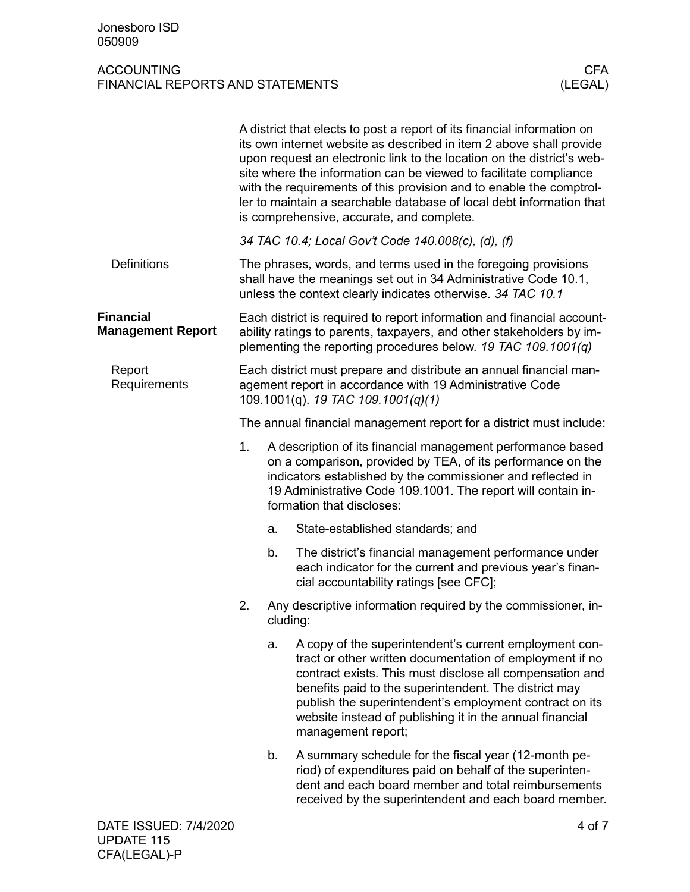A district that elects to post a report of its financial information on its own internet website as described in item 2 above shall provide upon request an electronic link to the location on the district's website where the information can be viewed to facilitate compliance with the requirements of this provision and to enable the comptroller to maintain a searchable database of local debt information that is comprehensive, accurate, and complete.

*34 TAC 10.4; Local Gov't Code 140.008(c), (d), (f)*

### Definitions

The phrases, words, and terms used in the foregoing provisions shall have the meanings set out in 34 Administrative Code 10.1, unless the context clearly indicates otherwise. *34 TAC 10.1*

## Financial Management Report

Each district is required to report information and financial accountability ratings to parents, taxpayers, and other stakeholders by implementing the reporting procedures below. *19 TAC 109.1001(q)*

### Report Requirements

Each district must prepare and distribute an annual financial management report in accordance with 19 Administrative Code 109.1001(q). *19 TAC 109.1001(q)(1)*

The annual financial management report for a district must include:

1. A description of its financial management performance based on a comparison, provided by TEA, of its performance on the indicators established by the commissioner and reflected in 19 Administrative Code 109.1001. The report will contain information that discloses:
   a. State-established standards; and
   b. The district's financial management performance under each indicator for the current and previous year's financial accountability ratings [see CFC];
2. Any descriptive information required by the commissioner, including:
   a. A copy of the superintendent's current employment contract or other written documentation of employment if no contract exists. This must disclose all compensation and benefits paid to the superintendent. The district may publish the superintendent's employment contract on its website instead of publishing it in the annual financial management report;
   b. A summary schedule for the fiscal year (12-month period) of expenditures paid on behalf of the superintendent and each board member and total reimbursements received by the superintendent and each board member.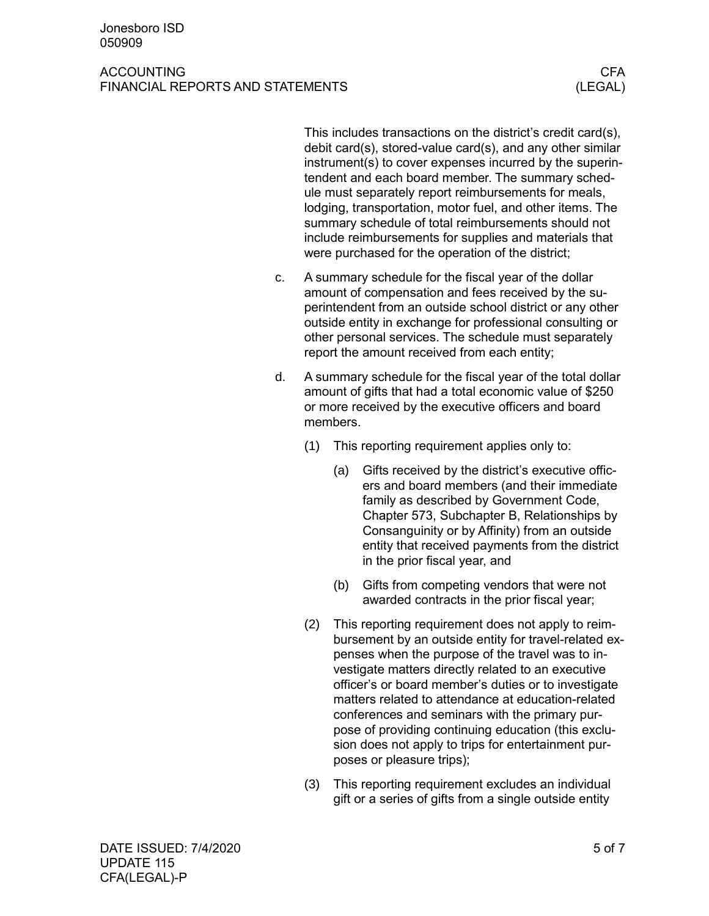This includes transactions on the district's credit card(s), debit card(s), stored-value card(s), and any other similar instrument(s) to cover expenses incurred by the superintendent and each board member. The summary schedule must separately report reimbursements for meals, lodging, transportation, motor fuel, and other items. The summary schedule of total reimbursements should not include reimbursements for supplies and materials that were purchased for the operation of the district;

c. A summary schedule for the fiscal year of the dollar amount of compensation and fees received by the superintendent from an outside school district or any other outside entity in exchange for professional consulting or other personal services. The schedule must separately report the amount received from each entity;

d. A summary schedule for the fiscal year of the total dollar amount of gifts that had a total economic value of $250 or more received by the executive officers and board members.

   (1) This reporting requirement applies only to:

      (a) Gifts received by the district's executive officers and board members (and their immediate family as described by Government Code, Chapter 573, Subchapter B, Relationships by Consanguinity or by Affinity) from an outside entity that received payments from the district in the prior fiscal year, and

      (b) Gifts from competing vendors that were not awarded contracts in the prior fiscal year;

   (2) This reporting requirement does not apply to reimbursement by an outside entity for travel-related expenses when the purpose of the travel was to investigate matters directly related to an executive officer's or board member's duties or to investigate matters related to attendance at education-related conferences and seminars with the primary purpose of providing continuing education (this exclusion does not apply to trips for entertainment purposes or pleasure trips);

   (3) This reporting requirement excludes an individual gift or a series of gifts from a single outside entity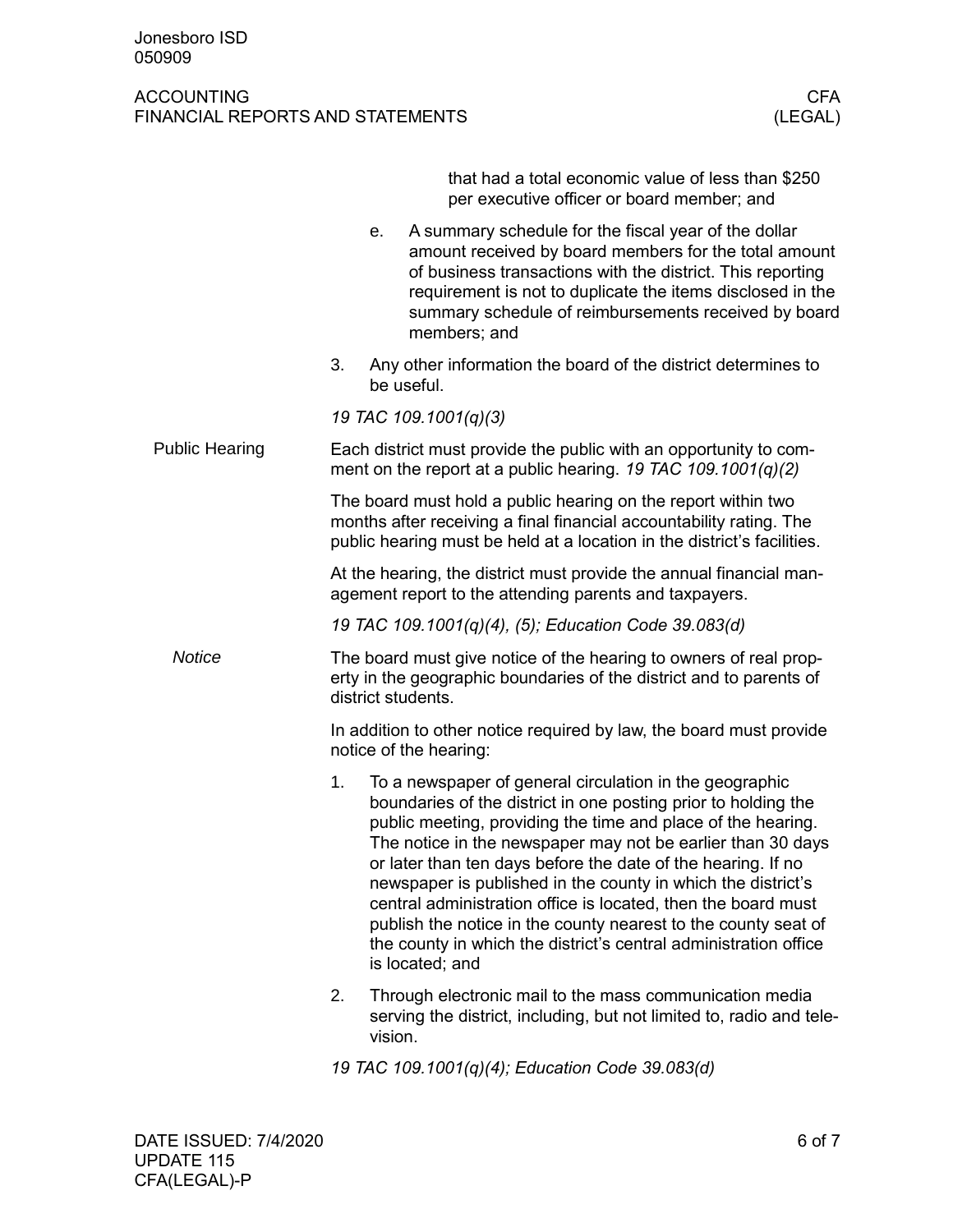that had a total economic value of less than $250 per executive officer or board member; and

   e. A summary schedule for the fiscal year of the dollar amount received by board members for the total amount of business transactions with the district. This reporting requirement is not to duplicate the items disclosed in the summary schedule of reimbursements received by board members; and

3. Any other information the board of the district determines to be useful.

*19 TAC 109.1001(q)(3)*

## Public Hearing

Each district must provide the public with an opportunity to comment on the report at a public hearing. *19 TAC 109.1001(q)(2)*

The board must hold a public hearing on the report within two months after receiving a final financial accountability rating. The public hearing must be held at a location in the district's facilities.

At the hearing, the district must provide the annual financial management report to the attending parents and taxpayers.

*19 TAC 109.1001(q)(4), (5); Education Code 39.083(d)*

### *Notice*

The board must give notice of the hearing to owners of real property in the geographic boundaries of the district and to parents of district students.

In addition to other notice required by law, the board must provide notice of the hearing:

1. To a newspaper of general circulation in the geographic boundaries of the district in one posting prior to holding the public meeting, providing the time and place of the hearing. The notice in the newspaper may not be earlier than 30 days or later than ten days before the date of the hearing. If no newspaper is published in the county in which the district's central administration office is located, then the board must publish the notice in the county nearest to the county seat of the county in which the district's central administration office is located; and
2. Through electronic mail to the mass communication media serving the district, including, but not limited to, radio and television.

*19 TAC 109.1001(q)(4); Education Code 39.083(d)*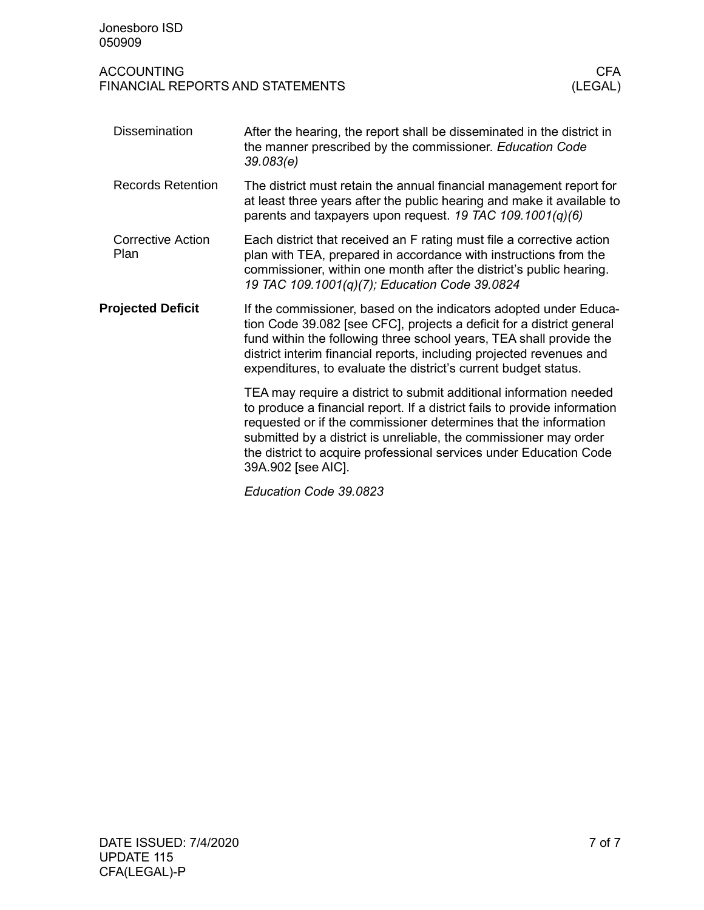**Dissemination**

After the hearing, the report shall be disseminated in the district in the manner prescribed by the commissioner. *Education Code 39.083(e)*

**Records Retention**

The district must retain the annual financial management report for at least three years after the public hearing and make it available to parents and taxpayers upon request. *19 TAC 109.1001(q)(6)*

**Corrective Action Plan**

Each district that received an F rating must file a corrective action plan with TEA, prepared in accordance with instructions from the commissioner, within one month after the district's public hearing. *19 TAC 109.1001(q)(7); Education Code 39.0824*

## Projected Deficit

If the commissioner, based on the indicators adopted under Education Code 39.082 [see CFC], projects a deficit for a district general fund within the following three school years, TEA shall provide the district interim financial reports, including projected revenues and expenditures, to evaluate the district's current budget status.

TEA may require a district to submit additional information needed to produce a financial report. If a district fails to provide information requested or if the commissioner determines that the information submitted by a district is unreliable, the commissioner may order the district to acquire professional services under Education Code 39A.902 [see AIC].

*Education Code 39.0823*